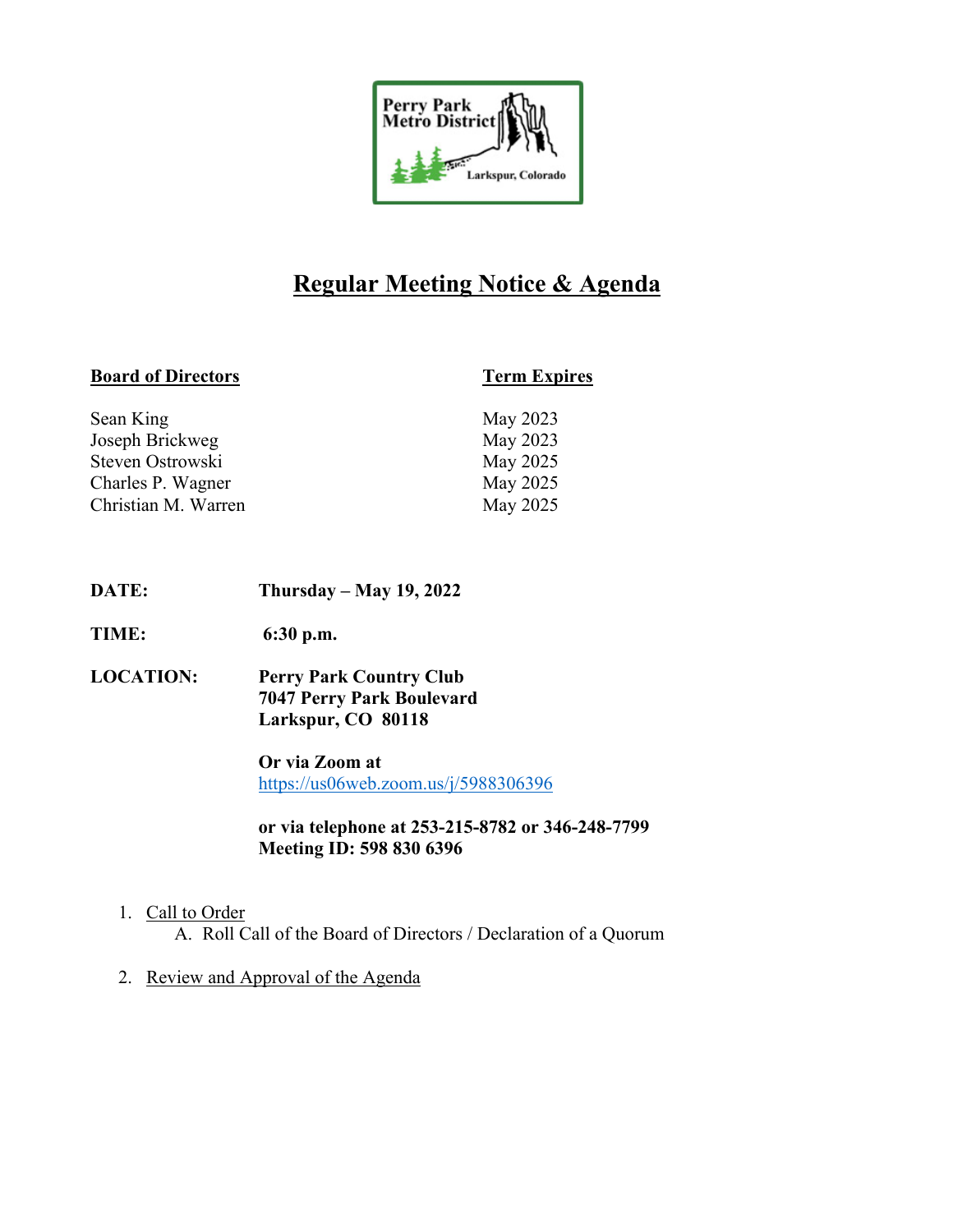Perry Park Metro District

Larkspur, Colorado

# Regular Meeting Notice & Agenda

| **Board of Directors** | **Term Expires** |
|---|---|
| Sean King | May 2023 |
| Joseph Brickweg | May 2023 |
| Steven Ostrowski | May 2025 |
| Charles P. Wagner | May 2025 |
| Christian M. Warren | May 2025 |

**DATE:** **Thursday – May 19, 2022**

**TIME:** **6:30 p.m.**

**LOCATION:** **Perry Park Country Club**
**7047 Perry Park Boulevard**
**Larkspur, CO 80118**

**Or via Zoom at**
https://us06web.zoom.us/j/5988306396

**or via telephone at 253-215-8782 or 346-248-7799**
**Meeting ID: 598 830 6396**

1. Call to Order
   A. Roll Call of the Board of Directors / Declaration of a Quorum

2. Review and Approval of the Agenda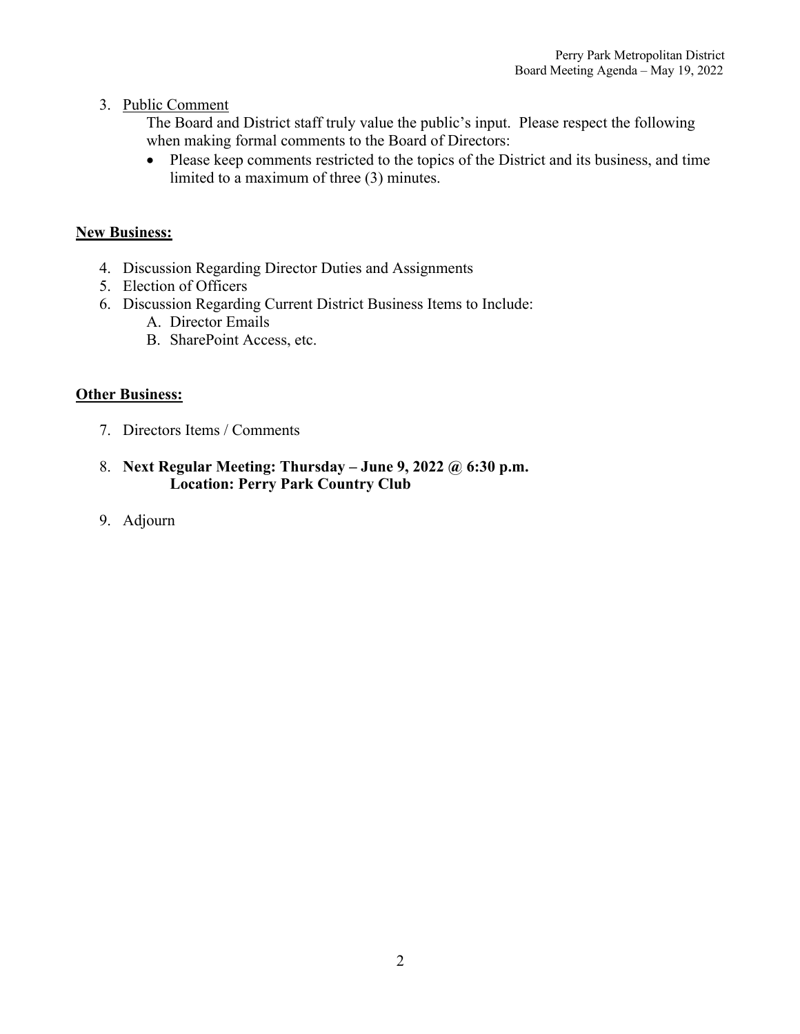3. <u>Public Comment</u>

   The Board and District staff truly value the public's input. Please respect the following when making formal comments to the Board of Directors:

   - Please keep comments restricted to the topics of the District and its business, and time limited to a maximum of three (3) minutes.

**<u>New Business:</u>**

4. Discussion Regarding Director Duties and Assignments
5. Election of Officers
6. Discussion Regarding Current District Business Items to Include:
   A. Director Emails
   B. SharePoint Access, etc.

**<u>Other Business:</u>**

7. Directors Items / Comments

8. **Next Regular Meeting: Thursday – June 9, 2022 @ 6:30 p.m.**
   **Location: Perry Park Country Club**

9. Adjourn